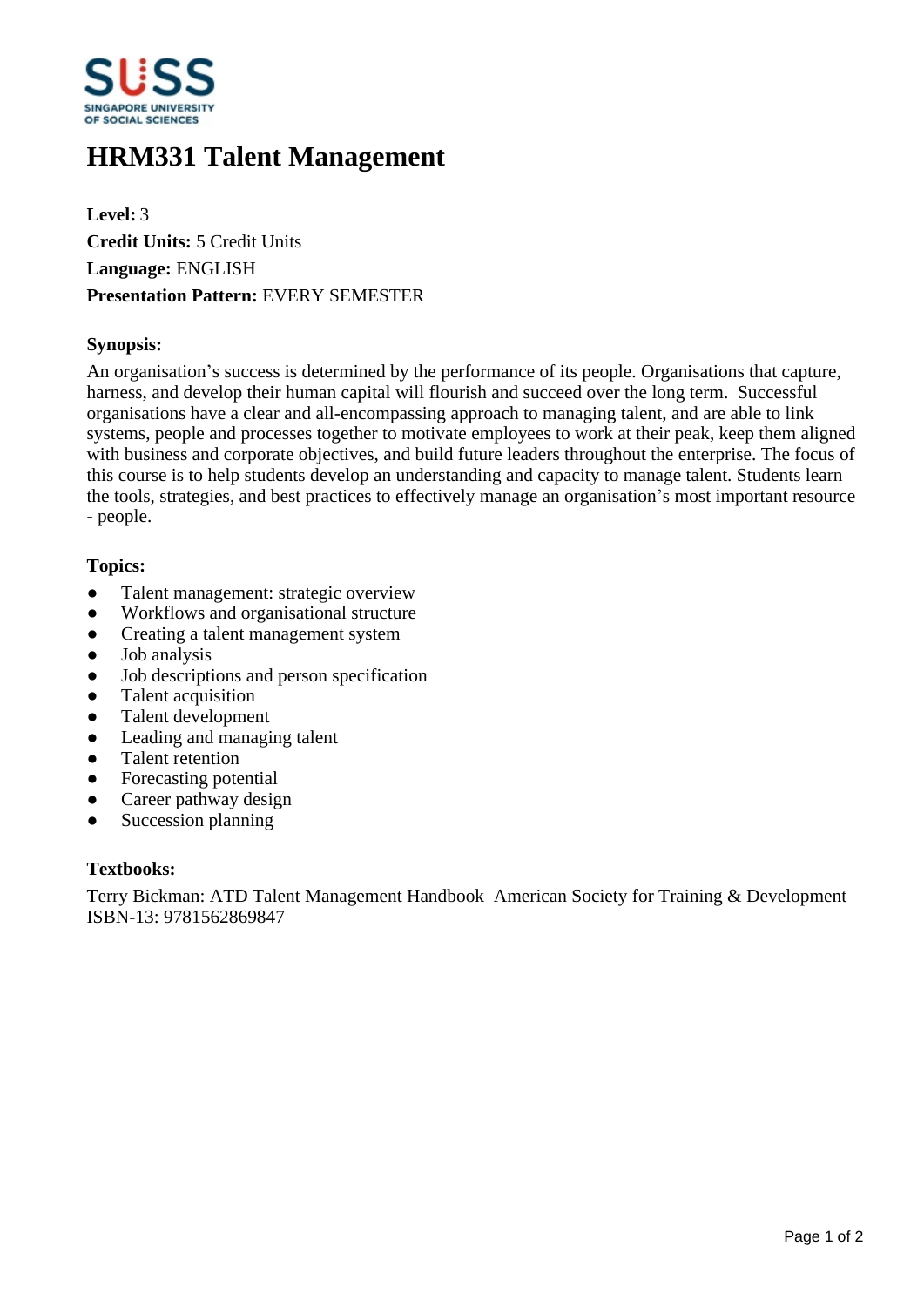# HRM331 Talent Management

**Level:** 3
**Credit Units:** 5 Credit Units
**Language:** ENGLISH
**Presentation Pattern:** EVERY SEMESTER

**Synopsis:**

An organisation's success is determined by the performance of its people. Organisations that capture, harness, and develop their human capital will flourish and succeed over the long term. Successful organisations have a clear and all-encompassing approach to managing talent, and are able to link systems, people and processes together to motivate employees to work at their peak, keep them aligned with business and corporate objectives, and build future leaders throughout the enterprise. The focus of this course is to help students develop an understanding and capacity to manage talent. Students learn the tools, strategies, and best practices to effectively manage an organisation's most important resource - people.

**Topics:**

- Talent management: strategic overview
- Workflows and organisational structure
- Creating a talent management system
- Job analysis
- Job descriptions and person specification
- Talent acquisition
- Talent development
- Leading and managing talent
- Talent retention
- Forecasting potential
- Career pathway design
- Succession planning

**Textbooks:**

Terry Bickman: ATD Talent Management Handbook American Society for Training & Development
ISBN-13: 9781562869847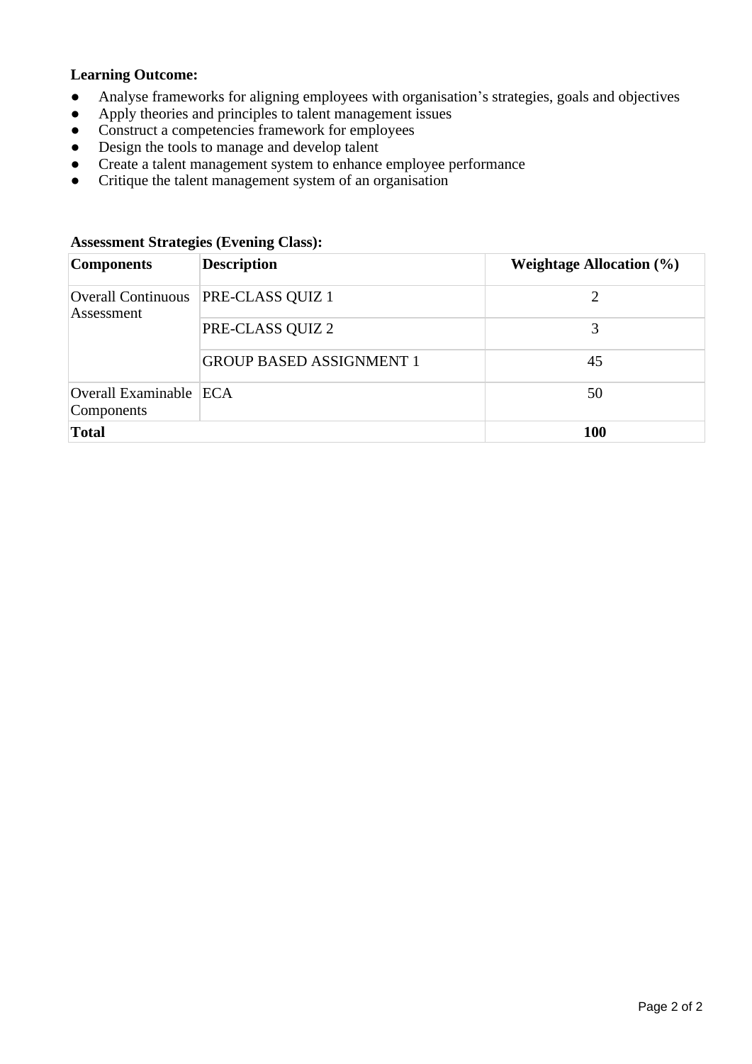**Learning Outcome:**

- Analyse frameworks for aligning employees with organisation's strategies, goals and objectives
- Apply theories and principles to talent management issues
- Construct a competencies framework for employees
- Design the tools to manage and develop talent
- Create a talent management system to enhance employee performance
- Critique the talent management system of an organisation

**Assessment Strategies (Evening Class):**

| **Components** | **Description** | **Weightage Allocation (%)** |
|---|---|---|
| Overall Continuous Assessment | PRE-CLASS QUIZ 1 | 2 |
| | PRE-CLASS QUIZ 2 | 3 |
| | GROUP BASED ASSIGNMENT 1 | 45 |
| Overall Examinable Components | ECA | 50 |
| **Total** | | **100** |